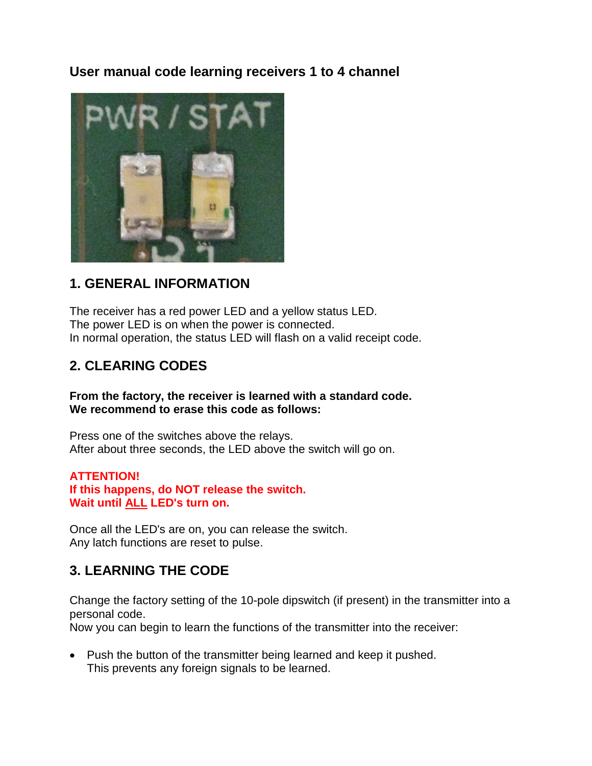## User manual code learning receivers 1 to 4 channel

## 1. GENERAL INFORMATION

The receiver has a red power LED and a yellow status LED.
The power LED is on when the power is connected.
In normal operation, the status LED will flash on a valid receipt code.

## 2. CLEARING CODES

**From the factory, the receiver is learned with a standard code.**
**We recommend to erase this code as follows:**

Press one of the switches above the relays.
After about three seconds, the LED above the switch will go on.

**ATTENTION!**
**If this happens, do NOT release the switch.**
**Wait until ALL LED's turn on.**

Once all the LED's are on, you can release the switch.
Any latch functions are reset to pulse.

## 3. LEARNING THE CODE

Change the factory setting of the 10-pole dipswitch (if present) in the transmitter into a personal code.
Now you can begin to learn the functions of the transmitter into the receiver:

- Push the button of the transmitter being learned and keep it pushed.
  This prevents any foreign signals to be learned.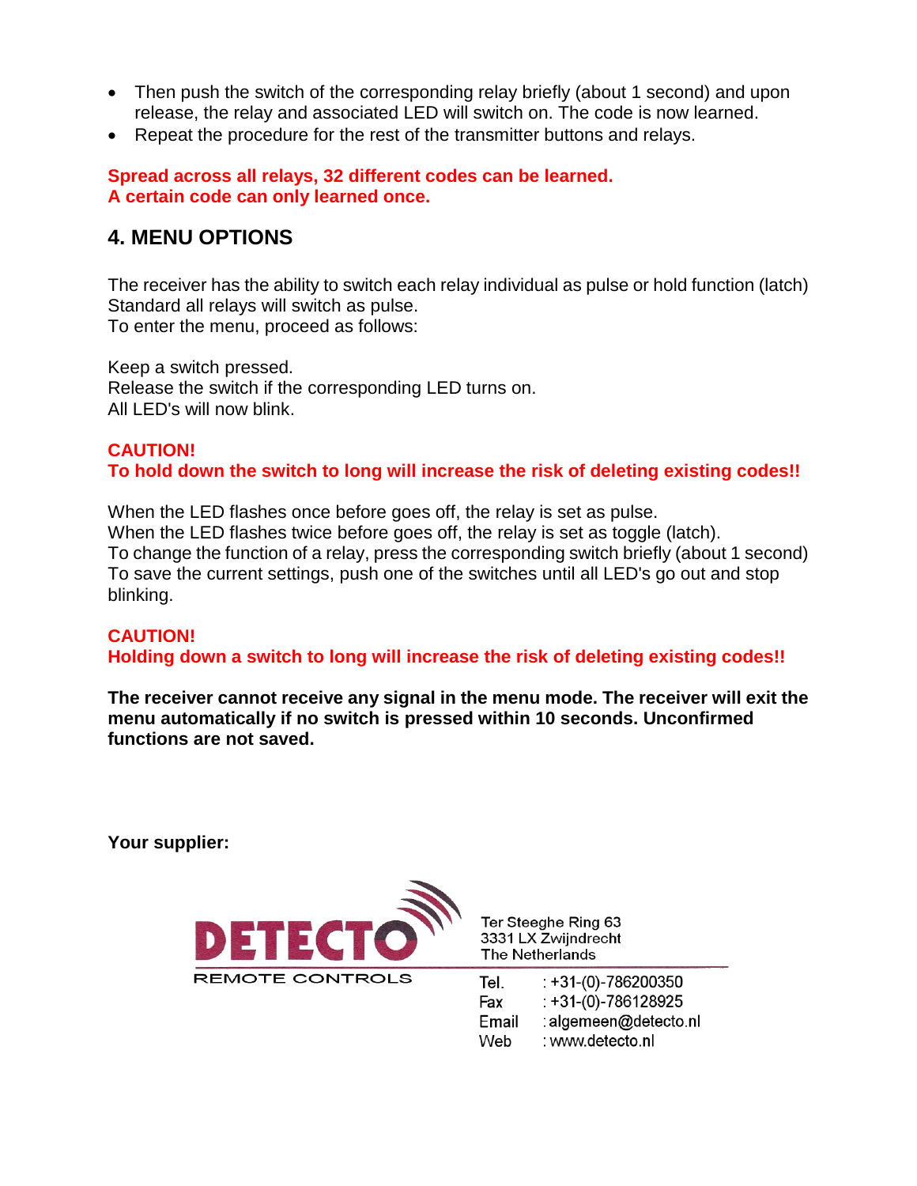- Then push the switch of the corresponding relay briefly (about 1 second) and upon release, the relay and associated LED will switch on. The code is now learned.
- Repeat the procedure for the rest of the transmitter buttons and relays.

**Spread across all relays, 32 different codes can be learned.**
**A certain code can only learned once.**

## 4. MENU OPTIONS

The receiver has the ability to switch each relay individual as pulse or hold function (latch)
Standard all relays will switch as pulse.
To enter the menu, proceed as follows:

Keep a switch pressed.
Release the switch if the corresponding LED turns on.
All LED's will now blink.

**CAUTION!**
**To hold down the switch to long will increase the risk of deleting existing codes!!**

When the LED flashes once before goes off, the relay is set as pulse.
When the LED flashes twice before goes off, the relay is set as toggle (latch).
To change the function of a relay, press the corresponding switch briefly (about 1 second)
To save the current settings, push one of the switches until all LED's go out and stop blinking.

**CAUTION!**
**Holding down a switch to long will increase the risk of deleting existing codes!!**

**The receiver cannot receive any signal in the menu mode. The receiver will exit the menu automatically if no switch is pressed within 10 seconds. Unconfirmed functions are not saved.**

**Your supplier:**

DETECTO
REMOTE CONTROLS

Ter Steeghe Ring 63
3331 LX Zwijndrecht
The Netherlands

Tel. : +31-(0)-786200350
Fax : +31-(0)-786128925
Email : algemeen@detecto.nl
Web : www.detecto.nl